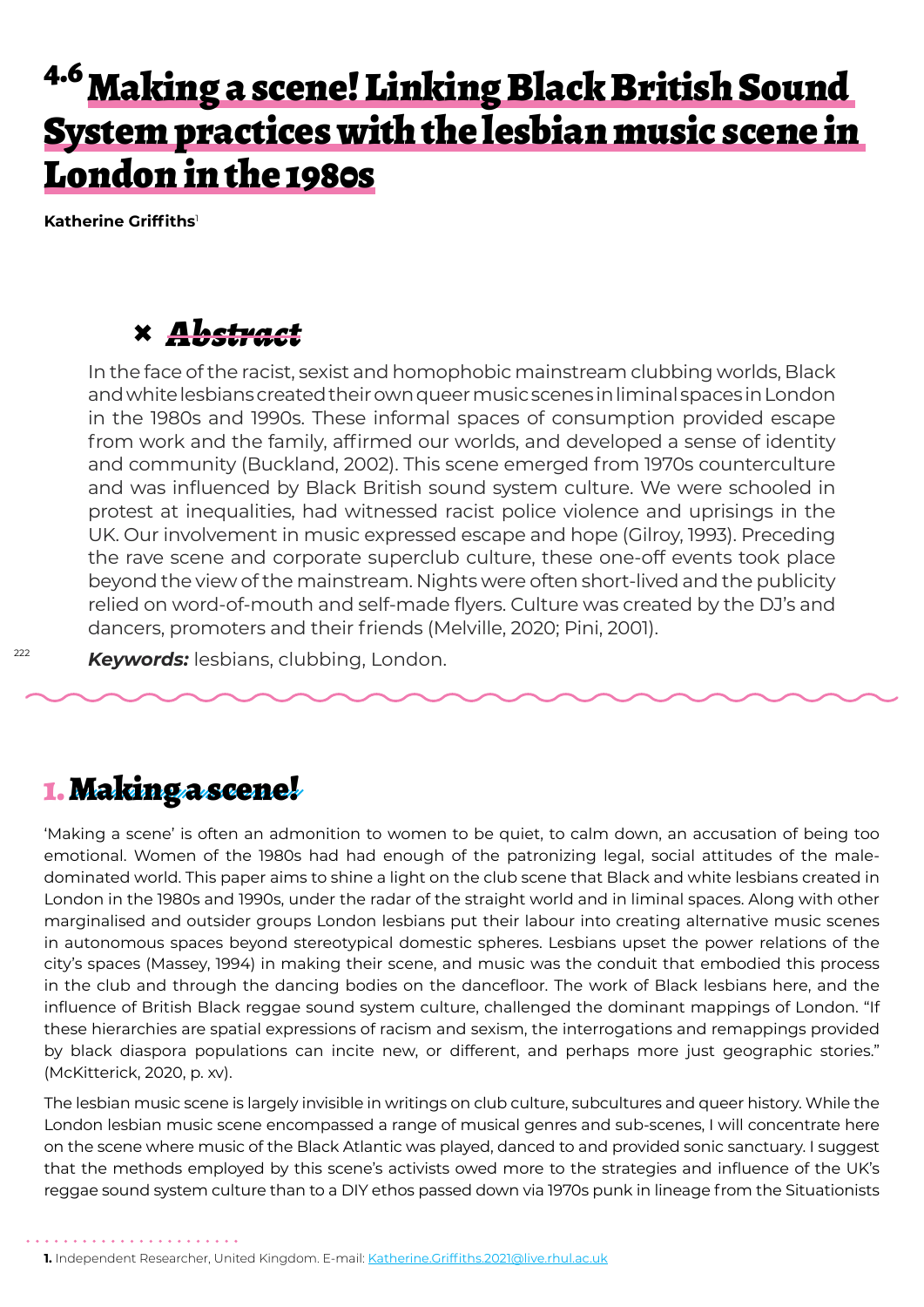# 4.6 Making a scene! Linking Black British Sound System practices with the lesbian music scene in London in the 1980s

**Katherine Griffiths**[1]

## Abstract

In the face of the racist, sexist and homophobic mainstream clubbing worlds, Black and white lesbians created their own queer music scenes in liminal spaces in London in the 1980s and 1990s. These informal spaces of consumption provided escape from work and the family, affirmed our worlds, and developed a sense of identity and community (Buckland, 2002). This scene emerged from 1970s counterculture and was influenced by Black British sound system culture. We were schooled in protest at inequalities, had witnessed racist police violence and uprisings in the UK. Our involvement in music expressed escape and hope (Gilroy, 1993). Preceding the rave scene and corporate superclub culture, these one-off events took place beyond the view of the mainstream. Nights were often short-lived and the publicity relied on word-of-mouth and self-made flyers. Culture was created by the DJ's and dancers, promoters and their friends (Melville, 2020; Pini, 2001).

***Keywords:*** lesbians, clubbing, London.

## 1. Making a scene!

'Making a scene' is often an admonition to women to be quiet, to calm down, an accusation of being too emotional. Women of the 1980s had had enough of the patronizing legal, social attitudes of the male-dominated world. This paper aims to shine a light on the club scene that Black and white lesbians created in London in the 1980s and 1990s, under the radar of the straight world and in liminal spaces. Along with other marginalised and outsider groups London lesbians put their labour into creating alternative music scenes in autonomous spaces beyond stereotypical domestic spheres. Lesbians upset the power relations of the city's spaces (Massey, 1994) in making their scene, and music was the conduit that embodied this process in the club and through the dancing bodies on the dancefloor. The work of Black lesbians here, and the influence of British Black reggae sound system culture, challenged the dominant mappings of London. "If these hierarchies are spatial expressions of racism and sexism, the interrogations and remappings provided by black diaspora populations can incite new, or different, and perhaps more just geographic stories." (McKitterick, 2020, p. xv).

The lesbian music scene is largely invisible in writings on club culture, subcultures and queer history. While the London lesbian music scene encompassed a range of musical genres and sub-scenes, I will concentrate here on the scene where music of the Black Atlantic was played, danced to and provided sonic sanctuary. I suggest that the methods employed by this scene's activists owed more to the strategies and influence of the UK's reggae sound system culture than to a DIY ethos passed down via 1970s punk in lineage from the Situationists

---

**1.** Independent Researcher, United Kingdom. E-mail: Katherine.Griffiths.2021@live.rhul.ac.uk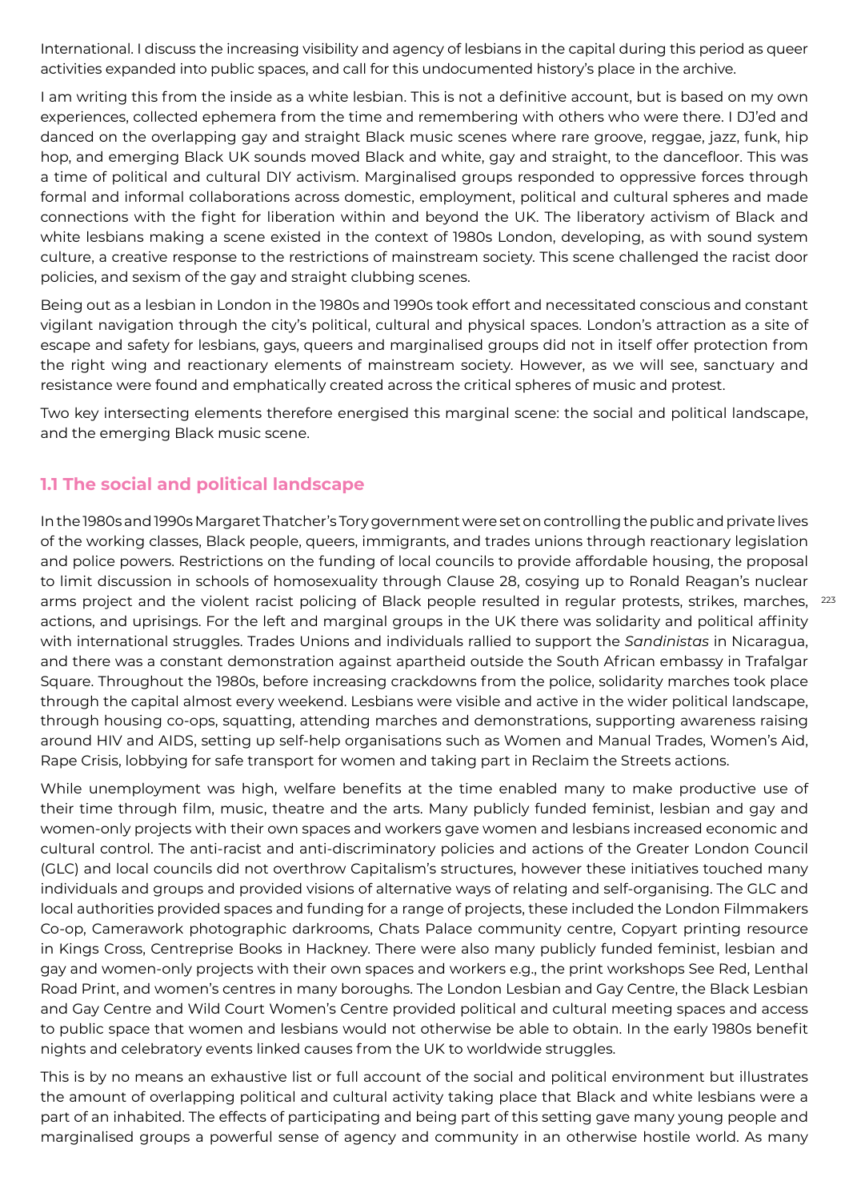International. I discuss the increasing visibility and agency of lesbians in the capital during this period as queer activities expanded into public spaces, and call for this undocumented history's place in the archive.

I am writing this from the inside as a white lesbian. This is not a definitive account, but is based on my own experiences, collected ephemera from the time and remembering with others who were there. I DJ'ed and danced on the overlapping gay and straight Black music scenes where rare groove, reggae, jazz, funk, hip hop, and emerging Black UK sounds moved Black and white, gay and straight, to the dancefloor. This was a time of political and cultural DIY activism. Marginalised groups responded to oppressive forces through formal and informal collaborations across domestic, employment, political and cultural spheres and made connections with the fight for liberation within and beyond the UK. The liberatory activism of Black and white lesbians making a scene existed in the context of 1980s London, developing, as with sound system culture, a creative response to the restrictions of mainstream society. This scene challenged the racist door policies, and sexism of the gay and straight clubbing scenes.

Being out as a lesbian in London in the 1980s and 1990s took effort and necessitated conscious and constant vigilant navigation through the city's political, cultural and physical spaces. London's attraction as a site of escape and safety for lesbians, gays, queers and marginalised groups did not in itself offer protection from the right wing and reactionary elements of mainstream society. However, as we will see, sanctuary and resistance were found and emphatically created across the critical spheres of music and protest.

Two key intersecting elements therefore energised this marginal scene: the social and political landscape, and the emerging Black music scene.

## 1.1 The social and political landscape

In the 1980s and 1990s Margaret Thatcher's Tory government were set on controlling the public and private lives of the working classes, Black people, queers, immigrants, and trades unions through reactionary legislation and police powers. Restrictions on the funding of local councils to provide affordable housing, the proposal to limit discussion in schools of homosexuality through Clause 28, cosying up to Ronald Reagan's nuclear arms project and the violent racist policing of Black people resulted in regular protests, strikes, marches, actions, and uprisings. For the left and marginal groups in the UK there was solidarity and political affinity with international struggles. Trades Unions and individuals rallied to support the *Sandinistas* in Nicaragua, and there was a constant demonstration against apartheid outside the South African embassy in Trafalgar Square. Throughout the 1980s, before increasing crackdowns from the police, solidarity marches took place through the capital almost every weekend. Lesbians were visible and active in the wider political landscape, through housing co-ops, squatting, attending marches and demonstrations, supporting awareness raising around HIV and AIDS, setting up self-help organisations such as Women and Manual Trades, Women's Aid, Rape Crisis, lobbying for safe transport for women and taking part in Reclaim the Streets actions.

While unemployment was high, welfare benefits at the time enabled many to make productive use of their time through film, music, theatre and the arts. Many publicly funded feminist, lesbian and gay and women-only projects with their own spaces and workers gave women and lesbians increased economic and cultural control. The anti-racist and anti-discriminatory policies and actions of the Greater London Council (GLC) and local councils did not overthrow Capitalism's structures, however these initiatives touched many individuals and groups and provided visions of alternative ways of relating and self-organising. The GLC and local authorities provided spaces and funding for a range of projects, these included the London Filmmakers Co-op, Camerawork photographic darkrooms, Chats Palace community centre, Copyart printing resource in Kings Cross, Centreprise Books in Hackney. There were also many publicly funded feminist, lesbian and gay and women-only projects with their own spaces and workers e.g., the print workshops See Red, Lenthal Road Print, and women's centres in many boroughs. The London Lesbian and Gay Centre, the Black Lesbian and Gay Centre and Wild Court Women's Centre provided political and cultural meeting spaces and access to public space that women and lesbians would not otherwise be able to obtain. In the early 1980s benefit nights and celebratory events linked causes from the UK to worldwide struggles.

This is by no means an exhaustive list or full account of the social and political environment but illustrates the amount of overlapping political and cultural activity taking place that Black and white lesbians were a part of an inhabited. The effects of participating and being part of this setting gave many young people and marginalised groups a powerful sense of agency and community in an otherwise hostile world. As many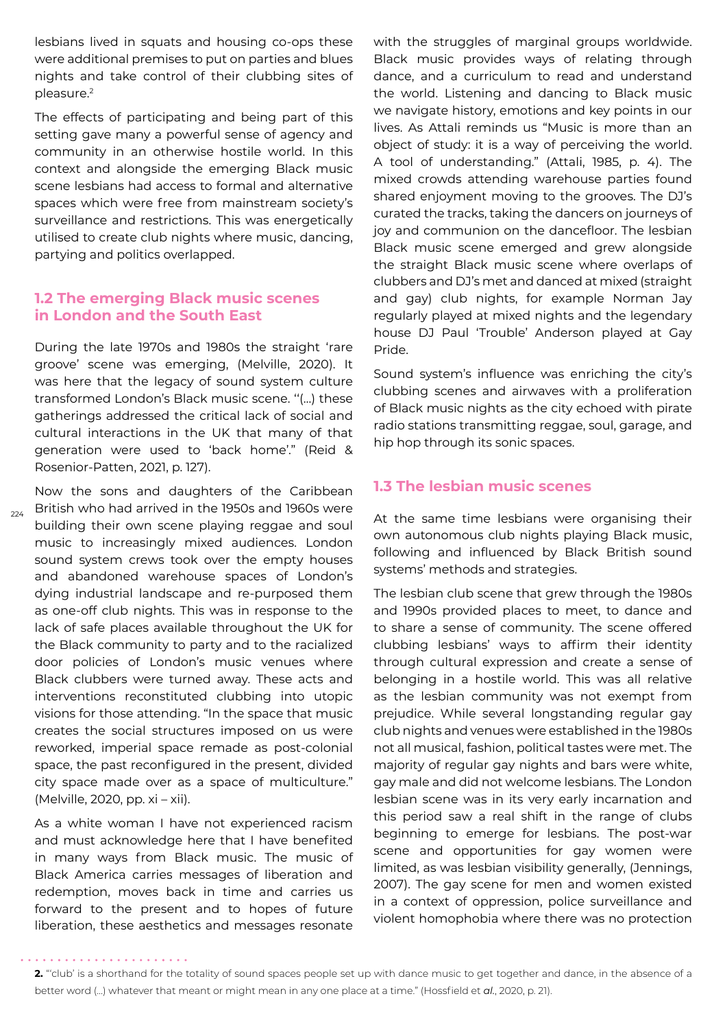lesbians lived in squats and housing co-ops these were additional premises to put on parties and blues nights and take control of their clubbing sites of pleasure.[2]

The effects of participating and being part of this setting gave many a powerful sense of agency and community in an otherwise hostile world. In this context and alongside the emerging Black music scene lesbians had access to formal and alternative spaces which were free from mainstream society's surveillance and restrictions. This was energetically utilised to create club nights where music, dancing, partying and politics overlapped.

## 1.2 The emerging Black music scenes in London and the South East

During the late 1970s and 1980s the straight 'rare groove' scene was emerging, (Melville, 2020). It was here that the legacy of sound system culture transformed London's Black music scene. "(...) these gatherings addressed the critical lack of social and cultural interactions in the UK that many of that generation were used to 'back home'." (Reid & Rosenior-Patten, 2021, p. 127).

Now the sons and daughters of the Caribbean British who had arrived in the 1950s and 1960s were building their own scene playing reggae and soul music to increasingly mixed audiences. London sound system crews took over the empty houses and abandoned warehouse spaces of London's dying industrial landscape and re-purposed them as one-off club nights. This was in response to the lack of safe places available throughout the UK for the Black community to party and to the racialized door policies of London's music venues where Black clubbers were turned away. These acts and interventions reconstituted clubbing into utopic visions for those attending. "In the space that music creates the social structures imposed on us were reworked, imperial space remade as post-colonial space, the past reconfigured in the present, divided city space made over as a space of multiculture." (Melville, 2020, pp. xi – xii).

As a white woman I have not experienced racism and must acknowledge here that I have benefited in many ways from Black music. The music of Black America carries messages of liberation and redemption, moves back in time and carries us forward to the present and to hopes of future liberation, these aesthetics and messages resonate with the struggles of marginal groups worldwide. Black music provides ways of relating through dance, and a curriculum to read and understand the world. Listening and dancing to Black music we navigate history, emotions and key points in our lives. As Attali reminds us "Music is more than an object of study: it is a way of perceiving the world. A tool of understanding." (Attali, 1985, p. 4). The mixed crowds attending warehouse parties found shared enjoyment moving to the grooves. The DJ's curated the tracks, taking the dancers on journeys of joy and communion on the dancefloor. The lesbian Black music scene emerged and grew alongside the straight Black music scene where overlaps of clubbers and DJ's met and danced at mixed (straight and gay) club nights, for example Norman Jay regularly played at mixed nights and the legendary house DJ Paul 'Trouble' Anderson played at Gay Pride.

Sound system's influence was enriching the city's clubbing scenes and airwaves with a proliferation of Black music nights as the city echoed with pirate radio stations transmitting reggae, soul, garage, and hip hop through its sonic spaces.

## 1.3 The lesbian music scenes

At the same time lesbians were organising their own autonomous club nights playing Black music, following and influenced by Black British sound systems' methods and strategies.

The lesbian club scene that grew through the 1980s and 1990s provided places to meet, to dance and to share a sense of community. The scene offered clubbing lesbians' ways to affirm their identity through cultural expression and create a sense of belonging in a hostile world. This was all relative as the lesbian community was not exempt from prejudice. While several longstanding regular gay club nights and venues were established in the 1980s not all musical, fashion, political tastes were met. The majority of regular gay nights and bars were white, gay male and did not welcome lesbians. The London lesbian scene was in its very early incarnation and this period saw a real shift in the range of clubs beginning to emerge for lesbians. The post-war scene and opportunities for gay women were limited, as was lesbian visibility generally, (Jennings, 2007). The gay scene for men and women existed in a context of oppression, police surveillance and violent homophobia where there was no protection

**2.** "'club' is a shorthand for the totality of sound spaces people set up with dance music to get together and dance, in the absence of a better word (...) whatever that meant or might mean in any one place at a time." (Hossfield et *al.*, 2020, p. 21).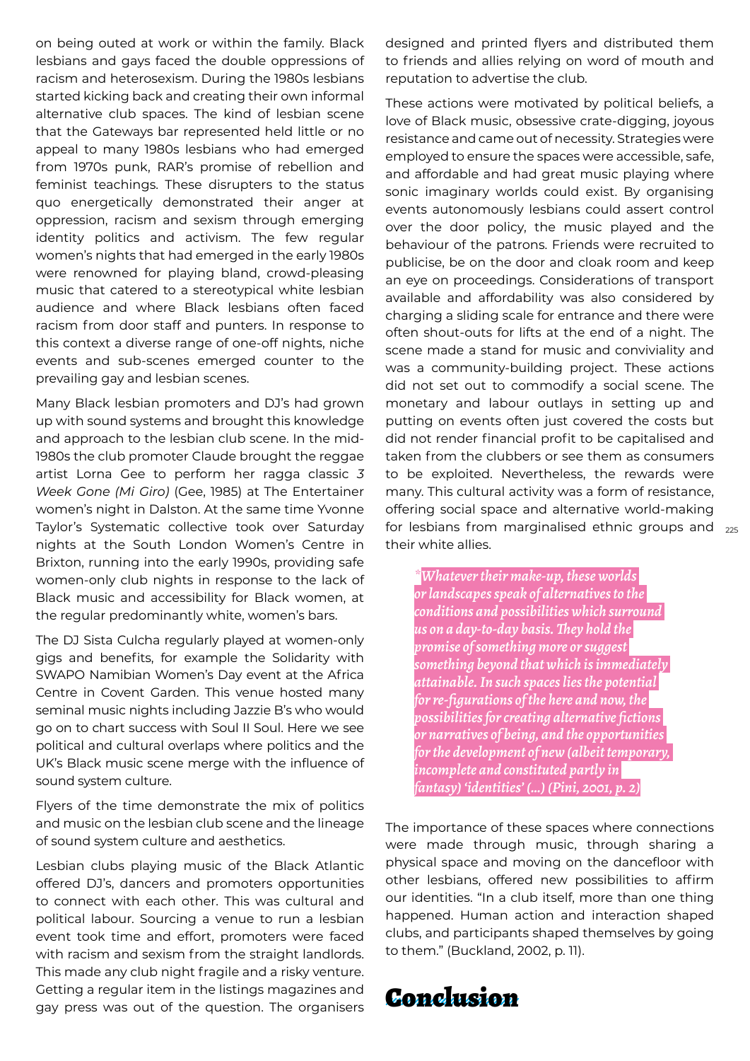on being outed at work or within the family. Black lesbians and gays faced the double oppressions of racism and heterosexism. During the 1980s lesbians started kicking back and creating their own informal alternative club spaces. The kind of lesbian scene that the Gateways bar represented held little or no appeal to many 1980s lesbians who had emerged from 1970s punk, RAR's promise of rebellion and feminist teachings. These disrupters to the status quo energetically demonstrated their anger at oppression, racism and sexism through emerging identity politics and activism. The few regular women's nights that had emerged in the early 1980s were renowned for playing bland, crowd-pleasing music that catered to a stereotypical white lesbian audience and where Black lesbians often faced racism from door staff and punters. In response to this context a diverse range of one-off nights, niche events and sub-scenes emerged counter to the prevailing gay and lesbian scenes.

Many Black lesbian promoters and DJ's had grown up with sound systems and brought this knowledge and approach to the lesbian club scene. In the mid-1980s the club promoter Claude brought the reggae artist Lorna Gee to perform her ragga classic *3 Week Gone (Mi Giro)* (Gee, 1985) at The Entertainer women's night in Dalston. At the same time Yvonne Taylor's Systematic collective took over Saturday nights at the South London Women's Centre in Brixton, running into the early 1990s, providing safe women-only club nights in response to the lack of Black music and accessibility for Black women, at the regular predominantly white, women's bars.

The DJ Sista Culcha regularly played at women-only gigs and benefits, for example the Solidarity with SWAPO Namibian Women's Day event at the Africa Centre in Covent Garden. This venue hosted many seminal music nights including Jazzie B's who would go on to chart success with Soul II Soul. Here we see political and cultural overlaps where politics and the UK's Black music scene merge with the influence of sound system culture.

Flyers of the time demonstrate the mix of politics and music on the lesbian club scene and the lineage of sound system culture and aesthetics.

Lesbian clubs playing music of the Black Atlantic offered DJ's, dancers and promoters opportunities to connect with each other. This was cultural and political labour. Sourcing a venue to run a lesbian event took time and effort, promoters were faced with racism and sexism from the straight landlords. This made any club night fragile and a risky venture. Getting a regular item in the listings magazines and gay press was out of the question. The organisers designed and printed flyers and distributed them to friends and allies relying on word of mouth and reputation to advertise the club.

These actions were motivated by political beliefs, a love of Black music, obsessive crate-digging, joyous resistance and came out of necessity. Strategies were employed to ensure the spaces were accessible, safe, and affordable and had great music playing where sonic imaginary worlds could exist. By organising events autonomously lesbians could assert control over the door policy, the music played and the behaviour of the patrons. Friends were recruited to publicise, be on the door and cloak room and keep an eye on proceedings. Considerations of transport available and affordability was also considered by charging a sliding scale for entrance and there were often shout-outs for lifts at the end of a night. The scene made a stand for music and conviviality and was a community-building project. These actions did not set out to commodify a social scene. The monetary and labour outlays in setting up and putting on events often just covered the costs but did not render financial profit to be capitalised and taken from the clubbers or see them as consumers to be exploited. Nevertheless, the rewards were many. This cultural activity was a form of resistance, offering social space and alternative world-making for lesbians from marginalised ethnic groups and their white allies.

> *"Whatever their make-up, these worlds or landscapes speak of alternatives to the conditions and possibilities which surround us on a day-to-day basis. They hold the promise of something more or suggest something beyond that which is immediately attainable. In such spaces lies the potential for re-figurations of the here and now, the possibilities for creating alternative fictions or narratives of being, and the opportunities for the development of new (albeit temporary, incomplete and constituted partly in fantasy) 'identities' (...) (Pini, 2001, p. 2)*

The importance of these spaces where connections were made through music, through sharing a physical space and moving on the dancefloor with other lesbians, offered new possibilities to affirm our identities. "In a club itself, more than one thing happened. Human action and interaction shaped clubs, and participants shaped themselves by going to them." (Buckland, 2002, p. 11).

## Conclusion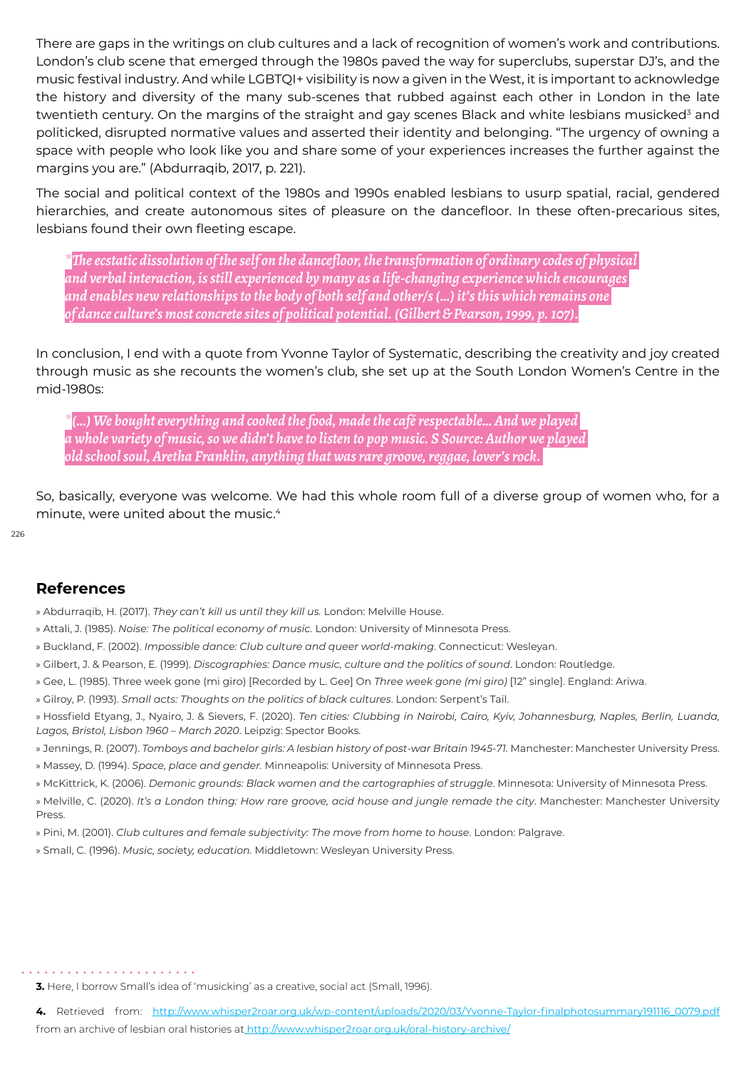There are gaps in the writings on club cultures and a lack of recognition of women's work and contributions. London's club scene that emerged through the 1980s paved the way for superclubs, superstar DJ's, and the music festival industry. And while LGBTQI+ visibility is now a given in the West, it is important to acknowledge the history and diversity of the many sub-scenes that rubbed against each other in London in the late twentieth century. On the margins of the straight and gay scenes Black and white lesbians musicked[3] and politicked, disrupted normative values and asserted their identity and belonging. "The urgency of owning a space with people who look like you and share some of your experiences increases the further against the margins you are." (Abdurraqib, 2017, p. 221).

The social and political context of the 1980s and 1990s enabled lesbians to usurp spatial, racial, gendered hierarchies, and create autonomous sites of pleasure on the dancefloor. In these often-precarious sites, lesbians found their own fleeting escape.

> *The ecstatic dissolution of the self on the dancefloor, the transformation of ordinary codes of physical and verbal interaction, is still experienced by many as a life-changing experience which encourages and enables new relationships to the body of both self and other/s (...) it's this which remains one of dance culture's most concrete sites of political potential. (Gilbert & Pearson, 1999, p. 107).*

In conclusion, I end with a quote from Yvonne Taylor of Systematic, describing the creativity and joy created through music as she recounts the women's club, she set up at the South London Women's Centre in the mid-1980s:

> *(...) We bought everything and cooked the food, made the café respectable... And we played a whole variety of music, so we didn't have to listen to pop music. S Source: Author we played old school soul, Aretha Franklin, anything that was rare groove, reggae, lover's rock.*

So, basically, everyone was welcome. We had this whole room full of a diverse group of women who, for a minute, were united about the music.[4]

## References

» Abdurraqib, H. (2017). *They can't kill us until they kill us.* London: Melville House.

» Attali, J. (1985). *Noise: The political economy of music.* London: University of Minnesota Press.

» Buckland, F. (2002). *Impossible dance: Club culture and queer world-making*. Connecticut: Wesleyan.

» Gilbert, J. & Pearson, E. (1999). *Discographies: Dance music, culture and the politics of sound*. London: Routledge.

» Gee, L. (1985). Three week gone (mi giro) [Recorded by L. Gee] On *Three week gone (mi giro)* [12" single]. England: Ariwa.

» Gilroy, P. (1993). *Small acts: Thoughts on the politics of black cultures*. London: Serpent's Tail.

» Hossfield Etyang, J., Nyairo, J. & Sievers, F. (2020). *Ten cities: Clubbing in Nairobi, Cairo, Kyiv, Johannesburg, Naples, Berlin, Luanda, Lagos, Bristol, Lisbon 1960 – March 2020*. Leipzig: Spector Books.

» Jennings, R. (2007). *Tomboys and bachelor girls: A lesbian history of post-war Britain 1945-71.* Manchester: Manchester University Press.

» Massey, D. (1994). *Space, place and gender.* Minneapolis: University of Minnesota Press.

» McKittrick, K. (2006). *Demonic grounds: Black women and the cartographies of struggle*. Minnesota: University of Minnesota Press.

» Melville, C. (2020). *It's a London thing: How rare groove, acid house and jungle remade the city*. Manchester: Manchester University Press.

» Pini, M. (2001). *Club cultures and female subjectivity: The move from home to house*. London: Palgrave.

» Small, C. (1996). *Music, society, education.* Middletown: Wesleyan University Press.

**3.** Here, I borrow Small's idea of 'musicking' as a creative, social act (Small, 1996).

**4.** Retrieved from: http://www.whisper2roar.org.uk/wp-content/uploads/2020/03/Yvonne-Taylor-finalphotosummary191116_0079.pdf from an archive of lesbian oral histories at http://www.whisper2roar.org.uk/oral-history-archive/